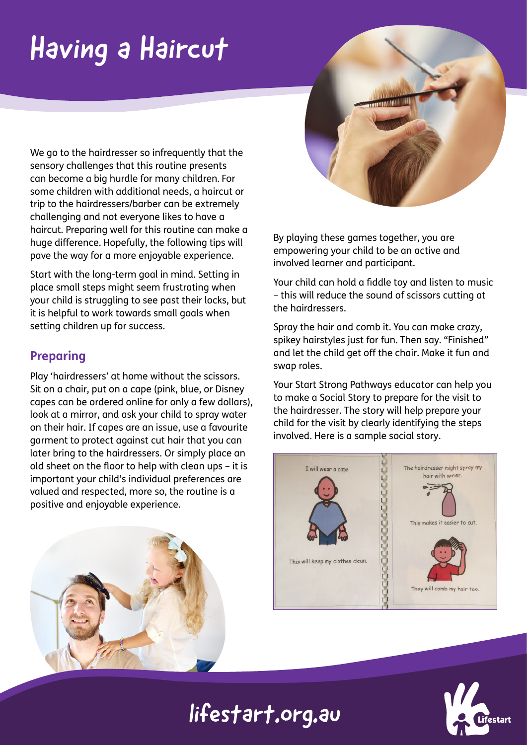# Having a Haircut

We go to the hairdresser so infrequently that the sensory challenges that this routine presents can become a big hurdle for many children. For some children with additional needs, a haircut or trip to the hairdressers/barber can be extremely challenging and not everyone likes to have a haircut. Preparing well for this routine can make a huge difference. Hopefully, the following tips will pave the way for a more enjoyable experience.

Start with the long-term goal in mind. Setting in place small steps might seem frustrating when your child is struggling to see past their locks, but it is helpful to work towards small goals when setting children up for success.

## Preparing

Play 'hairdressers' at home without the scissors. Sit on a chair, put on a cape (pink, blue, or Disney capes can be ordered online for only a few dollars), look at a mirror, and ask your child to spray water on their hair. If capes are an issue, use a favourite garment to protect against cut hair that you can later bring to the hairdressers. Or simply place an old sheet on the floor to help with clean ups – it is important your child's individual preferences are valued and respected, more so, the routine is a positive and enjoyable experience.

By playing these games together, you are empowering your child to be an active and involved learner and participant.

Your child can hold a fiddle toy and listen to music – this will reduce the sound of scissors cutting at the hairdressers.

Spray the hair and comb it. You can make crazy, spikey hairstyles just for fun. Then say. "Finished" and let the child get off the chair. Make it fun and swap roles.

Your Start Strong Pathways educator can help you to make a Social Story to prepare for the visit to the hairdresser. The story will help prepare your child for the visit by clearly identifying the steps involved. Here is a sample social story.

I will wear a cape.

This will keep my clothes clean.

The hairdresser might spray my hair with water.

This makes it easier to cut.

They will comb my hair too.

lifestart.org.au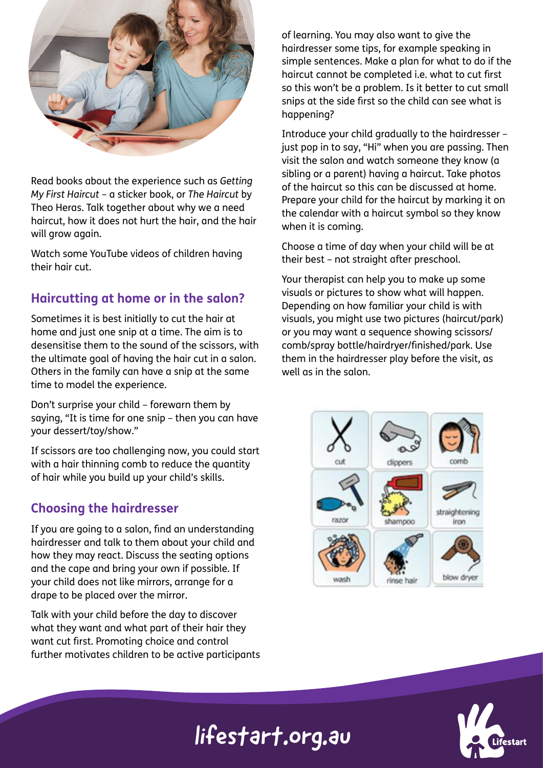Read books about the experience such as *Getting My First Haircut* – a sticker book, or *The Haircut* by Theo Heras. Talk together about why we a need haircut, how it does not hurt the hair, and the hair will grow again.

Watch some YouTube videos of children having their hair cut.

## Haircutting at home or in the salon?

Sometimes it is best initially to cut the hair at home and just one snip at a time. The aim is to desensitise them to the sound of the scissors, with the ultimate goal of having the hair cut in a salon. Others in the family can have a snip at the same time to model the experience.

Don't surprise your child – forewarn them by saying, "It is time for one snip – then you can have your dessert/toy/show."

If scissors are too challenging now, you could start with a hair thinning comb to reduce the quantity of hair while you build up your child's skills.

## Choosing the hairdresser

If you are going to a salon, find an understanding hairdresser and talk to them about your child and how they may react. Discuss the seating options and the cape and bring your own if possible. If your child does not like mirrors, arrange for a drape to be placed over the mirror.

Talk with your child before the day to discover what they want and what part of their hair they want cut first. Promoting choice and control further motivates children to be active participants of learning. You may also want to give the hairdresser some tips, for example speaking in simple sentences. Make a plan for what to do if the haircut cannot be completed i.e. what to cut first so this won't be a problem. Is it better to cut small snips at the side first so the child can see what is happening?

Introduce your child gradually to the hairdresser – just pop in to say, "Hi" when you are passing. Then visit the salon and watch someone they know (a sibling or a parent) having a haircut. Take photos of the haircut so this can be discussed at home. Prepare your child for the haircut by marking it on the calendar with a haircut symbol so they know when it is coming.

Choose a time of day when your child will be at their best – not straight after preschool.

Your therapist can help you to make up some visuals or pictures to show what will happen. Depending on how familiar your child is with visuals, you might use two pictures (haircut/park) or you may want a sequence showing scissors/comb/spray bottle/hairdryer/finished/park. Use them in the hairdresser play before the visit, as well as in the salon.

| cut | clippers | comb |
|---|---|---|
| razor | shampoo | straightening iron |
| wash | rinse hair | blow dryer |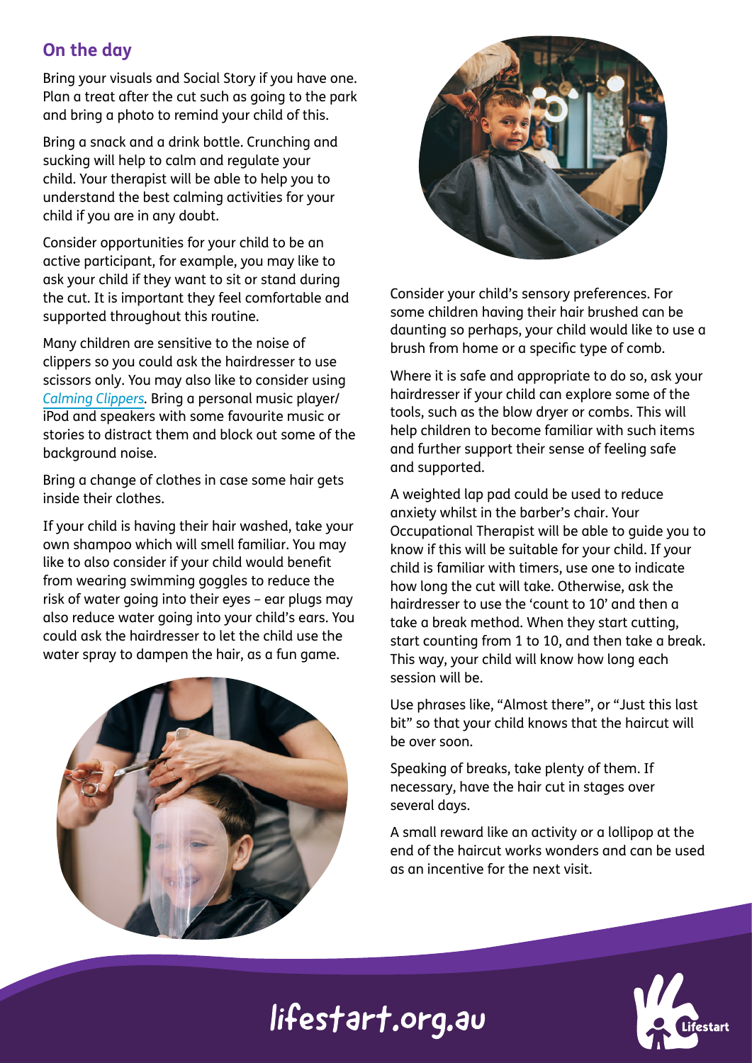## On the day

Bring your visuals and Social Story if you have one. Plan a treat after the cut such as going to the park and bring a photo to remind your child of this.

Bring a snack and a drink bottle. Crunching and sucking will help to calm and regulate your child. Your therapist will be able to help you to understand the best calming activities for your child if you are in any doubt.

Consider opportunities for your child to be an active participant, for example, you may like to ask your child if they want to sit or stand during the cut. It is important they feel comfortable and supported throughout this routine.

Many children are sensitive to the noise of clippers so you could ask the hairdresser to use scissors only. You may also like to consider using *Calming Clippers*. Bring a personal music player/ iPod and speakers with some favourite music or stories to distract them and block out some of the background noise.

Bring a change of clothes in case some hair gets inside their clothes.

If your child is having their hair washed, take your own shampoo which will smell familiar. You may like to also consider if your child would benefit from wearing swimming goggles to reduce the risk of water going into their eyes – ear plugs may also reduce water going into your child's ears. You could ask the hairdresser to let the child use the water spray to dampen the hair, as a fun game.

Consider your child's sensory preferences. For some children having their hair brushed can be daunting so perhaps, your child would like to use a brush from home or a specific type of comb.

Where it is safe and appropriate to do so, ask your hairdresser if your child can explore some of the tools, such as the blow dryer or combs. This will help children to become familiar with such items and further support their sense of feeling safe and supported.

A weighted lap pad could be used to reduce anxiety whilst in the barber's chair. Your Occupational Therapist will be able to guide you to know if this will be suitable for your child. If your child is familiar with timers, use one to indicate how long the cut will take. Otherwise, ask the hairdresser to use the 'count to 10' and then a take a break method. When they start cutting, start counting from 1 to 10, and then take a break. This way, your child will know how long each session will be.

Use phrases like, "Almost there", or "Just this last bit" so that your child knows that the haircut will be over soon.

Speaking of breaks, take plenty of them. If necessary, have the hair cut in stages over several days.

A small reward like an activity or a lollipop at the end of the haircut works wonders and can be used as an incentive for the next visit.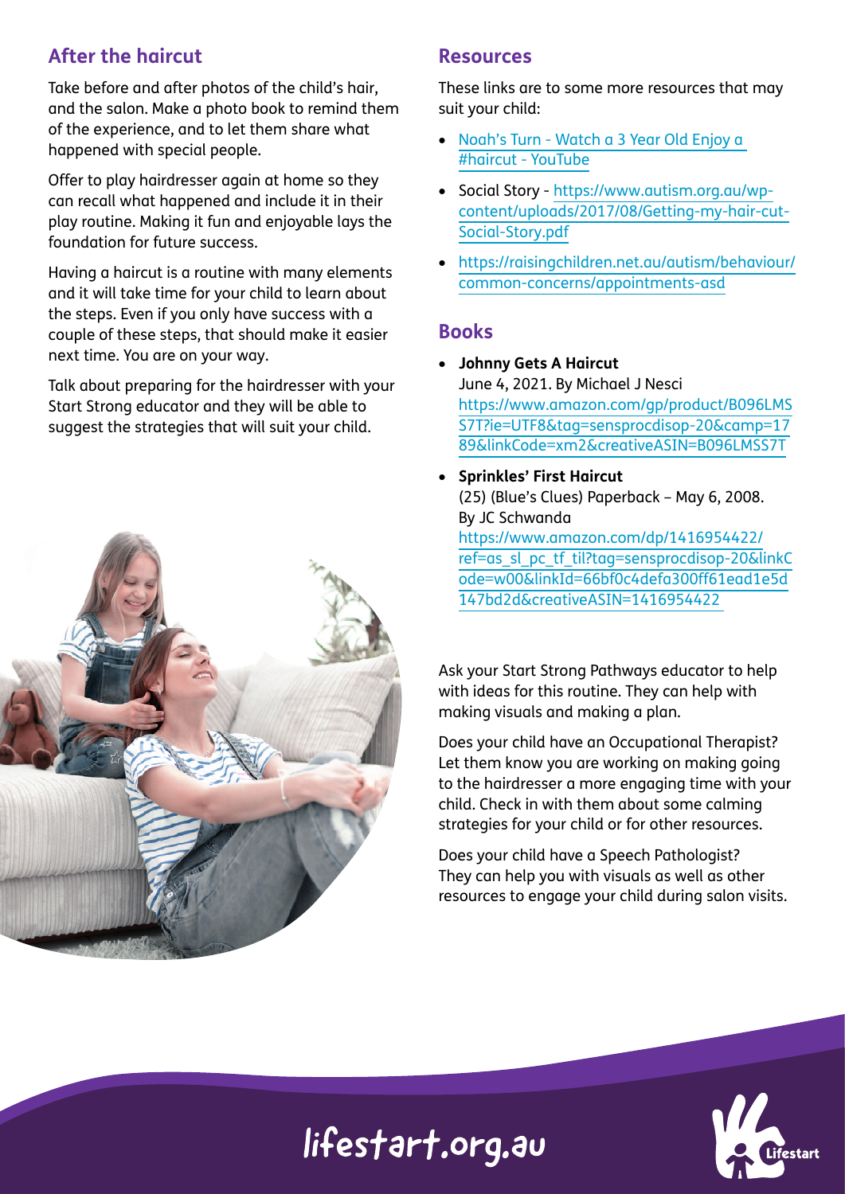## After the haircut

Take before and after photos of the child's hair, and the salon. Make a photo book to remind them of the experience, and to let them share what happened with special people.

Offer to play hairdresser again at home so they can recall what happened and include it in their play routine. Making it fun and enjoyable lays the foundation for future success.

Having a haircut is a routine with many elements and it will take time for your child to learn about the steps. Even if you only have success with a couple of these steps, that should make it easier next time. You are on your way.

Talk about preparing for the hairdresser with your Start Strong educator and they will be able to suggest the strategies that will suit your child.

## Resources

These links are to some more resources that may suit your child:

- Noah's Turn - Watch a 3 Year Old Enjoy a #haircut - YouTube
- Social Story - https://www.autism.org.au/wp-content/uploads/2017/08/Getting-my-hair-cut-Social-Story.pdf
- https://raisingchildren.net.au/autism/behaviour/common-concerns/appointments-asd

## Books

- **Johnny Gets A Haircut**
  June 4, 2021. By Michael J Nesci
  https://www.amazon.com/gp/product/B096LMSS7T?ie=UTF8&tag=sensprocdisop-20&camp=1789&linkCode=xm2&creativeASIN=B096LMSS7T
- **Sprinkles' First Haircut**
  (25) (Blue's Clues) Paperback – May 6, 2008.
  By JC Schwanda
  https://www.amazon.com/dp/1416954422/ref=as_sl_pc_tf_til?tag=sensprocdisop-20&linkCode=w00&linkId=66bf0c4defa300ff61ead1e5d147bd2d&creativeASIN=1416954422

Ask your Start Strong Pathways educator to help with ideas for this routine. They can help with making visuals and making a plan.

Does your child have an Occupational Therapist? Let them know you are working on making going to the hairdresser a more engaging time with your child. Check in with them about some calming strategies for your child or for other resources.

Does your child have a Speech Pathologist? They can help you with visuals as well as other resources to engage your child during salon visits.

lifestart.org.au